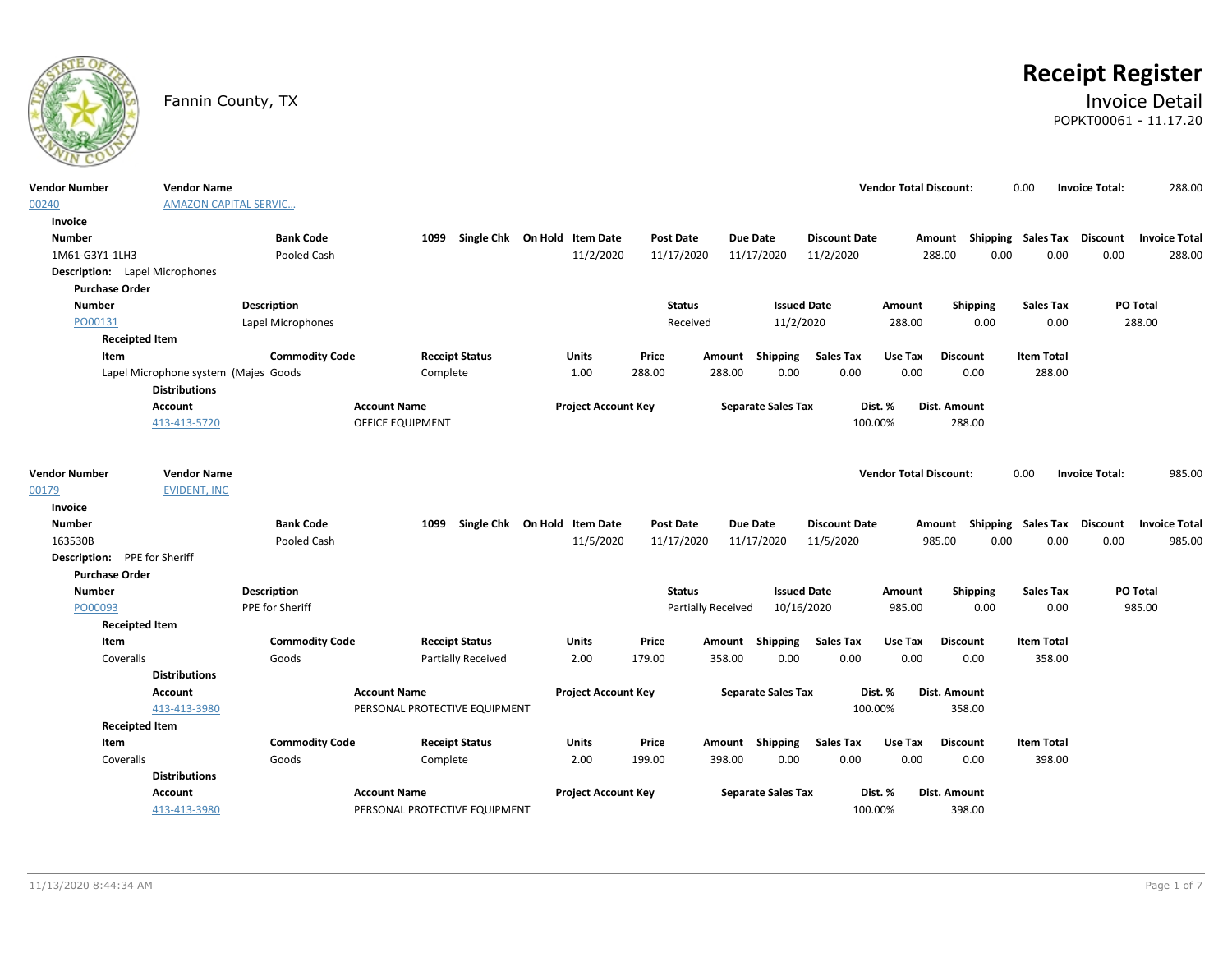Fannin County, TX

# Receipt Register

## Invoice Detail

POPKT00061 - 11.17.20

| Vendor Number | Vendor Name | Vendor Total Discount: | Invoice Total: |
|---|---|---|---|
| 00240 | AMAZON CAPITAL SERVIC... | 0.00 | 288.00 |

**Invoice**

| Number | Bank Code | 1099 | Single Chk | On Hold | Item Date | Post Date | Due Date | Discount Date | Amount | Shipping | Sales Tax | Discount | Invoice Total |
|---|---|---|---|---|---|---|---|---|---|---|---|---|---|
| 1M61-G3Y1-1LH3 | Pooled Cash | | | | 11/2/2020 | 11/17/2020 | 11/17/2020 | 11/2/2020 | 288.00 | 0.00 | 0.00 | 0.00 | 288.00 |

**Description:** Lapel Microphones

**Purchase Order**

| Number | Description | Status | Issued Date | Amount | Shipping | Sales Tax | PO Total |
|---|---|---|---|---|---|---|---|
| PO00131 | Lapel Microphones | Received | 11/2/2020 | 288.00 | 0.00 | 0.00 | 288.00 |

**Receipted Item**

| Item | Commodity Code | Receipt Status | Units | Price | Amount | Shipping | Sales Tax | Use Tax | Discount | Item Total |
|---|---|---|---|---|---|---|---|---|---|---|
| Lapel Microphone system (Majes | Goods | Complete | 1.00 | 288.00 | 288.00 | 0.00 | 0.00 | 0.00 | 0.00 | 288.00 |

**Distributions**

| Account | Account Name | Project Account Key | Separate Sales Tax | Dist. % | Dist. Amount |
|---|---|---|---|---|---|
| 413-413-5720 | OFFICE EQUIPMENT | | | 100.00% | 288.00 |

| Vendor Number | Vendor Name | Vendor Total Discount: | Invoice Total: |
|---|---|---|---|
| 00179 | EVIDENT, INC | 0.00 | 985.00 |

**Invoice**

| Number | Bank Code | 1099 | Single Chk | On Hold | Item Date | Post Date | Due Date | Discount Date | Amount | Shipping | Sales Tax | Discount | Invoice Total |
|---|---|---|---|---|---|---|---|---|---|---|---|---|---|
| 163530B | Pooled Cash | | | | 11/5/2020 | 11/17/2020 | 11/17/2020 | 11/5/2020 | 985.00 | 0.00 | 0.00 | 0.00 | 985.00 |

**Description:** PPE for Sheriff

**Purchase Order**

| Number | Description | Status | Issued Date | Amount | Shipping | Sales Tax | PO Total |
|---|---|---|---|---|---|---|---|
| PO00093 | PPE for Sheriff | Partially Received | 10/16/2020 | 985.00 | 0.00 | 0.00 | 985.00 |

**Receipted Item**

| Item | Commodity Code | Receipt Status | Units | Price | Amount | Shipping | Sales Tax | Use Tax | Discount | Item Total |
|---|---|---|---|---|---|---|---|---|---|---|
| Coveralls | Goods | Partially Received | 2.00 | 179.00 | 358.00 | 0.00 | 0.00 | 0.00 | 0.00 | 358.00 |

**Distributions**

| Account | Account Name | Project Account Key | Separate Sales Tax | Dist. % | Dist. Amount |
|---|---|---|---|---|---|
| 413-413-3980 | PERSONAL PROTECTIVE EQUIPMENT | | | 100.00% | 358.00 |

**Receipted Item**

| Item | Commodity Code | Receipt Status | Units | Price | Amount | Shipping | Sales Tax | Use Tax | Discount | Item Total |
|---|---|---|---|---|---|---|---|---|---|---|
| Coveralls | Goods | Complete | 2.00 | 199.00 | 398.00 | 0.00 | 0.00 | 0.00 | 0.00 | 398.00 |

**Distributions**

| Account | Account Name | Project Account Key | Separate Sales Tax | Dist. % | Dist. Amount |
|---|---|---|---|---|---|
| 413-413-3980 | PERSONAL PROTECTIVE EQUIPMENT | | | 100.00% | 398.00 |

11/13/2020 8:44:34 AM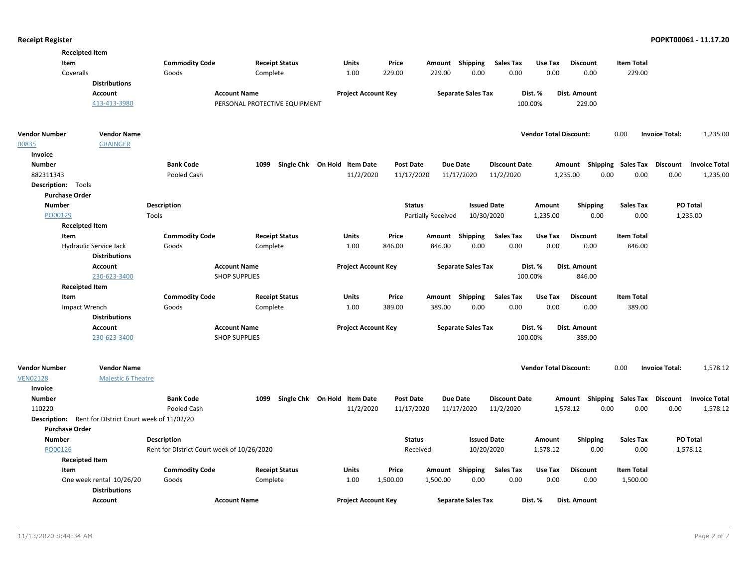**Receipted Item**

| Item | Commodity Code | Receipt Status | Units | Price | Amount | Shipping | Sales Tax | Use Tax | Discount | Item Total |
|---|---|---|---|---|---|---|---|---|---|---|
| Coveralls | Goods | Complete | 1.00 | 229.00 | 229.00 | 0.00 | 0.00 | 0.00 | 0.00 | 229.00 |

**Distributions**

| Account | Account Name | Project Account Key | Separate Sales Tax | Dist. % | Dist. Amount |
|---|---|---|---|---|---|
| 413-413-3980 | PERSONAL PROTECTIVE EQUIPMENT | | | 100.00% | 229.00 |

| Vendor Number | Vendor Name | Vendor Total Discount: | Invoice Total: |
|---|---|---|---|
| 00835 | GRAINGER | 0.00 | 1,235.00 |

**Invoice**

| Number | Bank Code | 1099 | Single Chk | On Hold | Item Date | Post Date | Due Date | Discount Date | Amount | Shipping | Sales Tax | Discount | Invoice Total |
|---|---|---|---|---|---|---|---|---|---|---|---|---|---|
| 882311343 | Pooled Cash | | | | 11/2/2020 | 11/17/2020 | 11/17/2020 | 11/2/2020 | 1,235.00 | 0.00 | 0.00 | 0.00 | 1,235.00 |

**Description:** Tools

**Purchase Order**

| Number | Description | Status | Issued Date | Amount | Shipping | Sales Tax | PO Total |
|---|---|---|---|---|---|---|---|
| PO00129 | Tools | Partially Received | 10/30/2020 | 1,235.00 | 0.00 | 0.00 | 1,235.00 |

**Receipted Item**

| Item | Commodity Code | Receipt Status | Units | Price | Amount | Shipping | Sales Tax | Use Tax | Discount | Item Total |
|---|---|---|---|---|---|---|---|---|---|---|
| Hydraulic Service Jack | Goods | Complete | 1.00 | 846.00 | 846.00 | 0.00 | 0.00 | 0.00 | 0.00 | 846.00 |

**Distributions**

| Account | Account Name | Project Account Key | Separate Sales Tax | Dist. % | Dist. Amount |
|---|---|---|---|---|---|
| 230-623-3400 | SHOP SUPPLIES | | | 100.00% | 846.00 |

**Receipted Item**

| Item | Commodity Code | Receipt Status | Units | Price | Amount | Shipping | Sales Tax | Use Tax | Discount | Item Total |
|---|---|---|---|---|---|---|---|---|---|---|
| Impact Wrench | Goods | Complete | 1.00 | 389.00 | 389.00 | 0.00 | 0.00 | 0.00 | 0.00 | 389.00 |

**Distributions**

| Account | Account Name | Project Account Key | Separate Sales Tax | Dist. % | Dist. Amount |
|---|---|---|---|---|---|
| 230-623-3400 | SHOP SUPPLIES | | | 100.00% | 389.00 |

| Vendor Number | Vendor Name | Vendor Total Discount: | Invoice Total: |
|---|---|---|---|
| VEN02128 | Majestic 6 Theatre | 0.00 | 1,578.12 |

**Invoice**

| Number | Bank Code | 1099 | Single Chk | On Hold | Item Date | Post Date | Due Date | Discount Date | Amount | Shipping | Sales Tax | Discount | Invoice Total |
|---|---|---|---|---|---|---|---|---|---|---|---|---|---|
| 110220 | Pooled Cash | | | | 11/2/2020 | 11/17/2020 | 11/17/2020 | 11/2/2020 | 1,578.12 | 0.00 | 0.00 | 0.00 | 1,578.12 |

**Description:** Rent for DIstrict Court week of 11/02/20

**Purchase Order**

| Number | Description | Status | Issued Date | Amount | Shipping | Sales Tax | PO Total |
|---|---|---|---|---|---|---|---|
| PO00126 | Rent for DIstrict Court week of 10/26/2020 | Received | 10/20/2020 | 1,578.12 | 0.00 | 0.00 | 1,578.12 |

**Receipted Item**

| Item | Commodity Code | Receipt Status | Units | Price | Amount | Shipping | Sales Tax | Use Tax | Discount | Item Total |
|---|---|---|---|---|---|---|---|---|---|---|
| One week rental 10/26/20 | Goods | Complete | 1.00 | 1,500.00 | 1,500.00 | 0.00 | 0.00 | 0.00 | 0.00 | 1,500.00 |

**Distributions**

| Account | Account Name | Project Account Key | Separate Sales Tax | Dist. % | Dist. Amount |
|---|---|---|---|---|---|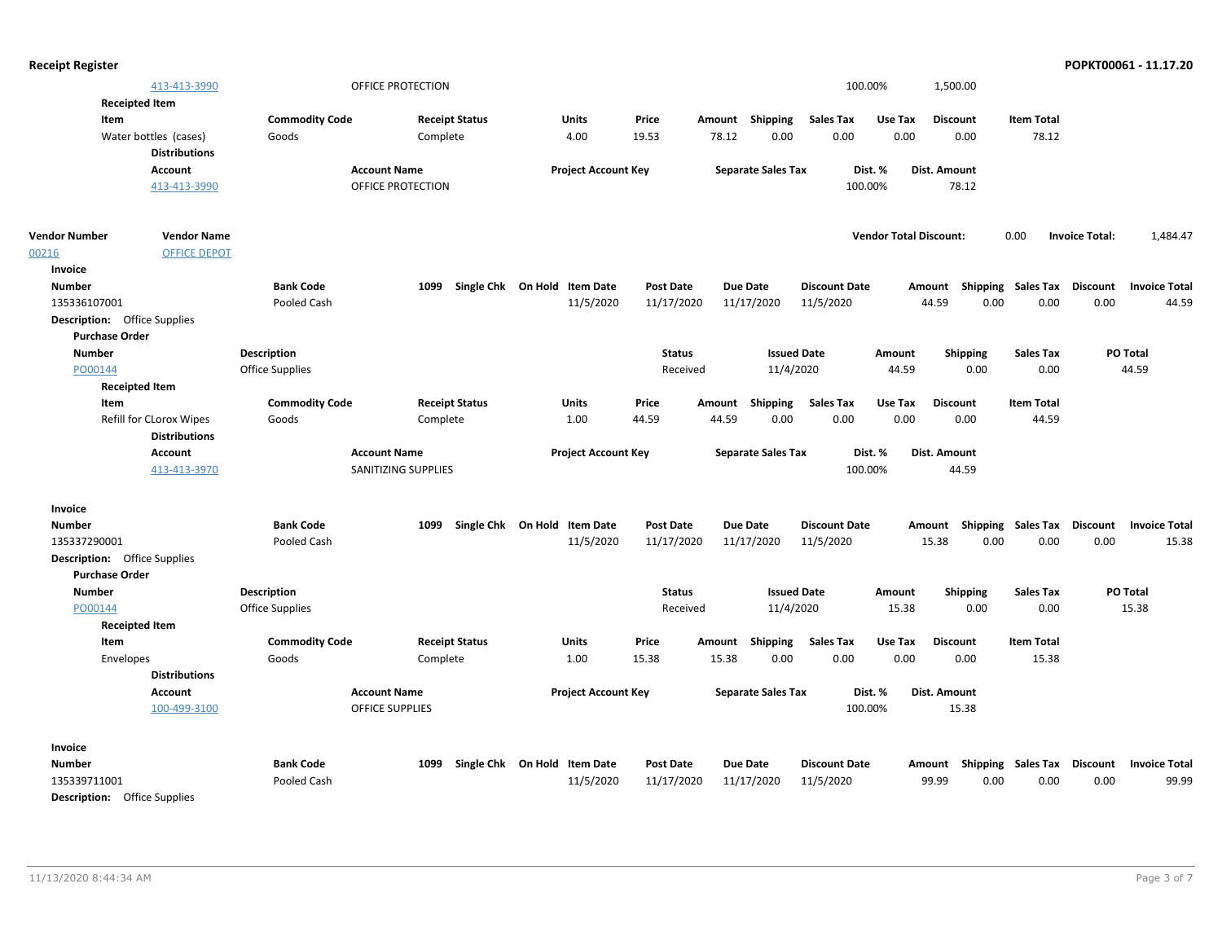## Receipt Register

| Account | Account Name | Project Account Key | Separate Sales Tax | Dist. % | Dist. Amount |
|---|---|---|---|---|---|
| 413-413-3990 | OFFICE PROTECTION | | | 100.00% | 1,500.00 |

**Receipted Item**

| Item | Commodity Code | Receipt Status | Units | Price | Amount | Shipping | Sales Tax | Use Tax | Discount | Item Total |
|---|---|---|---|---|---|---|---|---|---|---|
| Water bottles (cases) | Goods | Complete | 4.00 | 19.53 | 78.12 | 0.00 | 0.00 | 0.00 | 0.00 | 78.12 |

**Distributions**

| Account | Account Name | Project Account Key | Separate Sales Tax | Dist. % | Dist. Amount |
|---|---|---|---|---|---|
| 413-413-3990 | OFFICE PROTECTION | | | 100.00% | 78.12 |

**Vendor Total Discount:** 0.00 **Invoice Total:** 1,484.47

| Vendor Number | Vendor Name |
|---|---|
| 00216 | OFFICE DEPOT |

**Invoice**

| Number | Bank Code | 1099 | Single Chk | On Hold | Item Date | Post Date | Due Date | Discount Date | Amount | Shipping | Sales Tax | Discount | Invoice Total |
|---|---|---|---|---|---|---|---|---|---|---|---|---|---|
| 135336107001 | Pooled Cash | | | | 11/5/2020 | 11/17/2020 | 11/17/2020 | 11/5/2020 | 44.59 | 0.00 | 0.00 | 0.00 | 44.59 |

**Description:** Office Supplies

**Purchase Order**

| Number | Description | Status | Issued Date | Amount | Shipping | Sales Tax | PO Total |
|---|---|---|---|---|---|---|---|
| PO00144 | Office Supplies | Received | 11/4/2020 | 44.59 | 0.00 | 0.00 | 44.59 |

**Receipted Item**

| Item | Commodity Code | Receipt Status | Units | Price | Amount | Shipping | Sales Tax | Use Tax | Discount | Item Total |
|---|---|---|---|---|---|---|---|---|---|---|
| Refill for CLorox Wipes | Goods | Complete | 1.00 | 44.59 | 44.59 | 0.00 | 0.00 | 0.00 | 0.00 | 44.59 |

**Distributions**

| Account | Account Name | Project Account Key | Separate Sales Tax | Dist. % | Dist. Amount |
|---|---|---|---|---|---|
| 413-413-3970 | SANITIZING SUPPLIES | | | 100.00% | 44.59 |

**Invoice**

| Number | Bank Code | 1099 | Single Chk | On Hold | Item Date | Post Date | Due Date | Discount Date | Amount | Shipping | Sales Tax | Discount | Invoice Total |
|---|---|---|---|---|---|---|---|---|---|---|---|---|---|
| 135337290001 | Pooled Cash | | | | 11/5/2020 | 11/17/2020 | 11/17/2020 | 11/5/2020 | 15.38 | 0.00 | 0.00 | 0.00 | 15.38 |

**Description:** Office Supplies

**Purchase Order**

| Number | Description | Status | Issued Date | Amount | Shipping | Sales Tax | PO Total |
|---|---|---|---|---|---|---|---|
| PO00144 | Office Supplies | Received | 11/4/2020 | 15.38 | 0.00 | 0.00 | 15.38 |

**Receipted Item**

| Item | Commodity Code | Receipt Status | Units | Price | Amount | Shipping | Sales Tax | Use Tax | Discount | Item Total |
|---|---|---|---|---|---|---|---|---|---|---|
| Envelopes | Goods | Complete | 1.00 | 15.38 | 15.38 | 0.00 | 0.00 | 0.00 | 0.00 | 15.38 |

**Distributions**

| Account | Account Name | Project Account Key | Separate Sales Tax | Dist. % | Dist. Amount |
|---|---|---|---|---|---|
| 100-499-3100 | OFFICE SUPPLIES | | | 100.00% | 15.38 |

**Invoice**

| Number | Bank Code | 1099 | Single Chk | On Hold | Item Date | Post Date | Due Date | Discount Date | Amount | Shipping | Sales Tax | Discount | Invoice Total |
|---|---|---|---|---|---|---|---|---|---|---|---|---|---|
| 135339711001 | Pooled Cash | | | | 11/5/2020 | 11/17/2020 | 11/17/2020 | 11/5/2020 | 99.99 | 0.00 | 0.00 | 0.00 | 99.99 |

**Description:** Office Supplies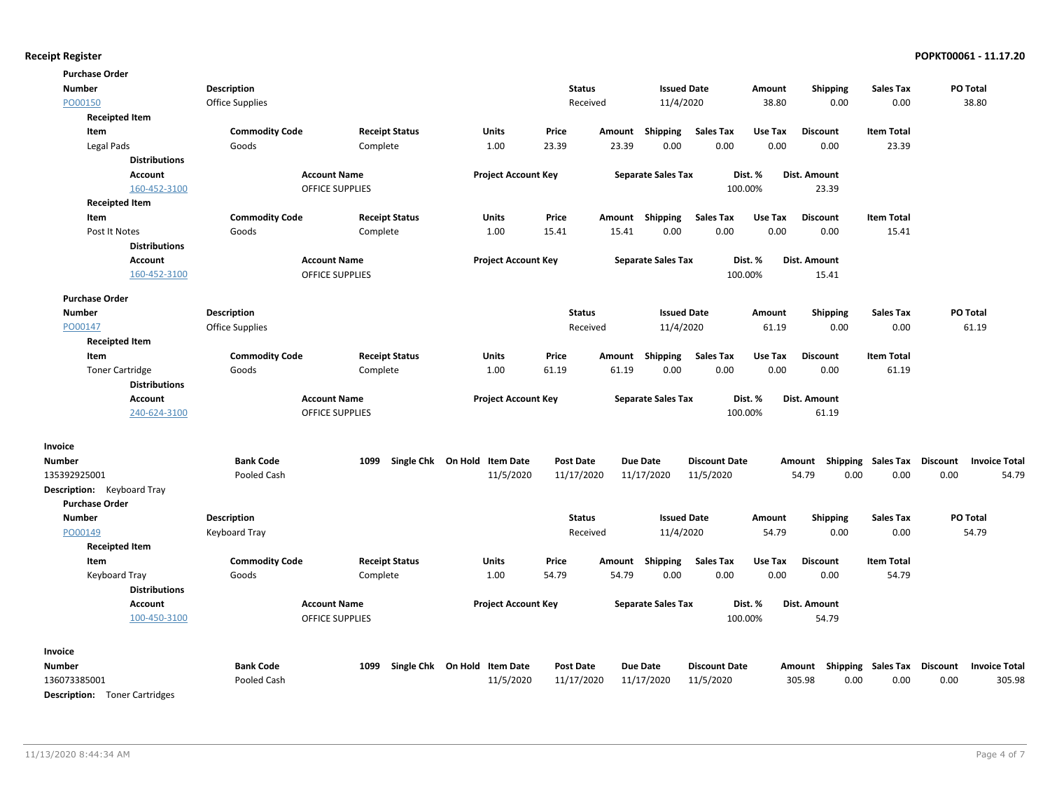**Receipt Register** — POPKT00061 - 11.17.20

**Purchase Order**

| Number | Description | Status | Issued Date | Amount | Shipping | Sales Tax | PO Total |
|---|---|---|---|---|---|---|---|
| PO00150 | Office Supplies | Received | 11/4/2020 | 38.80 | 0.00 | 0.00 | 38.80 |

**Receipted Item**

| Item | Commodity Code | Receipt Status | Units | Price | Amount | Shipping | Sales Tax | Use Tax | Discount | Item Total |
|---|---|---|---|---|---|---|---|---|---|---|
| Legal Pads | Goods | Complete | 1.00 | 23.39 | 23.39 | 0.00 | 0.00 | 0.00 | 0.00 | 23.39 |

**Distributions**

| Account | Account Name | Project Account Key | Separate Sales Tax | Dist. % | Dist. Amount |
|---|---|---|---|---|---|
| 160-452-3100 | OFFICE SUPPLIES | | | 100.00% | 23.39 |

**Receipted Item**

| Item | Commodity Code | Receipt Status | Units | Price | Amount | Shipping | Sales Tax | Use Tax | Discount | Item Total |
|---|---|---|---|---|---|---|---|---|---|---|
| Post It Notes | Goods | Complete | 1.00 | 15.41 | 15.41 | 0.00 | 0.00 | 0.00 | 0.00 | 15.41 |

**Distributions**

| Account | Account Name | Project Account Key | Separate Sales Tax | Dist. % | Dist. Amount |
|---|---|---|---|---|---|
| 160-452-3100 | OFFICE SUPPLIES | | | 100.00% | 15.41 |

**Purchase Order**

| Number | Description | Status | Issued Date | Amount | Shipping | Sales Tax | PO Total |
|---|---|---|---|---|---|---|---|
| PO00147 | Office Supplies | Received | 11/4/2020 | 61.19 | 0.00 | 0.00 | 61.19 |

**Receipted Item**

| Item | Commodity Code | Receipt Status | Units | Price | Amount | Shipping | Sales Tax | Use Tax | Discount | Item Total |
|---|---|---|---|---|---|---|---|---|---|---|
| Toner Cartridge | Goods | Complete | 1.00 | 61.19 | 61.19 | 0.00 | 0.00 | 0.00 | 0.00 | 61.19 |

**Distributions**

| Account | Account Name | Project Account Key | Separate Sales Tax | Dist. % | Dist. Amount |
|---|---|---|---|---|---|
| 240-624-3100 | OFFICE SUPPLIES | | | 100.00% | 61.19 |

**Invoice**

| Number | Bank Code | 1099 | Single Chk | On Hold | Item Date | Post Date | Due Date | Discount Date | Amount | Shipping | Sales Tax | Discount | Invoice Total |
|---|---|---|---|---|---|---|---|---|---|---|---|---|---|
| 135392925001 | Pooled Cash | | | | 11/5/2020 | 11/17/2020 | 11/17/2020 | 11/5/2020 | 54.79 | 0.00 | 0.00 | 0.00 | 54.79 |

**Description:** Keyboard Tray

**Purchase Order**

| Number | Description | Status | Issued Date | Amount | Shipping | Sales Tax | PO Total |
|---|---|---|---|---|---|---|---|
| PO00149 | Keyboard Tray | Received | 11/4/2020 | 54.79 | 0.00 | 0.00 | 54.79 |

**Receipted Item**

| Item | Commodity Code | Receipt Status | Units | Price | Amount | Shipping | Sales Tax | Use Tax | Discount | Item Total |
|---|---|---|---|---|---|---|---|---|---|---|
| Keyboard Tray | Goods | Complete | 1.00 | 54.79 | 54.79 | 0.00 | 0.00 | 0.00 | 0.00 | 54.79 |

**Distributions**

| Account | Account Name | Project Account Key | Separate Sales Tax | Dist. % | Dist. Amount |
|---|---|---|---|---|---|
| 100-450-3100 | OFFICE SUPPLIES | | | 100.00% | 54.79 |

**Invoice**

| Number | Bank Code | 1099 | Single Chk | On Hold | Item Date | Post Date | Due Date | Discount Date | Amount | Shipping | Sales Tax | Discount | Invoice Total |
|---|---|---|---|---|---|---|---|---|---|---|---|---|---|
| 136073385001 | Pooled Cash | | | | 11/5/2020 | 11/17/2020 | 11/17/2020 | 11/5/2020 | 305.98 | 0.00 | 0.00 | 0.00 | 305.98 |

**Description:** Toner Cartridges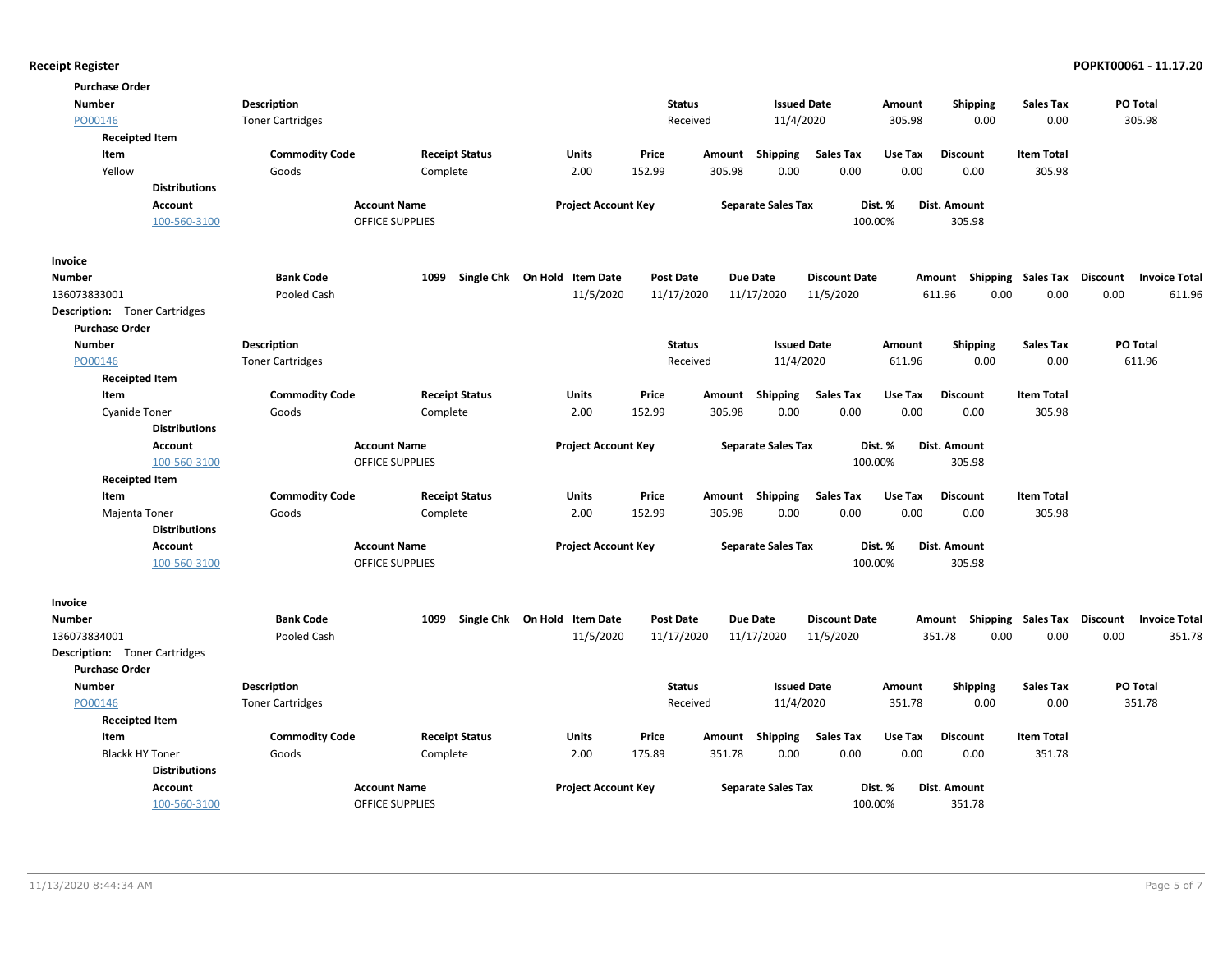**Purchase Order**

| Number | Description | Status | Issued Date | Amount | Shipping | Sales Tax | PO Total |
|---|---|---|---|---|---|---|---|
| PO00146 | Toner Cartridges | Received | 11/4/2020 | 305.98 | 0.00 | 0.00 | 305.98 |

**Receipted Item**

| Item | Commodity Code | Receipt Status | Units | Price | Amount | Shipping | Sales Tax | Use Tax | Discount | Item Total |
|---|---|---|---|---|---|---|---|---|---|---|
| Yellow | Goods | Complete | 2.00 | 152.99 | 305.98 | 0.00 | 0.00 | 0.00 | 0.00 | 305.98 |

**Distributions**

| Account | Account Name | Project Account Key | Separate Sales Tax | Dist. % | Dist. Amount |
|---|---|---|---|---|---|
| 100-560-3100 | OFFICE SUPPLIES | | | 100.00% | 305.98 |

**Invoice**

| Number | Bank Code | 1099 | Single Chk | On Hold | Item Date | Post Date | Due Date | Discount Date | Amount | Shipping | Sales Tax | Discount | Invoice Total |
|---|---|---|---|---|---|---|---|---|---|---|---|---|---|
| 136073833001 | Pooled Cash | | | | 11/5/2020 | 11/17/2020 | 11/17/2020 | 11/5/2020 | 611.96 | 0.00 | 0.00 | 0.00 | 611.96 |

**Description:** Toner Cartridges

**Purchase Order**

| Number | Description | Status | Issued Date | Amount | Shipping | Sales Tax | PO Total |
|---|---|---|---|---|---|---|---|
| PO00146 | Toner Cartridges | Received | 11/4/2020 | 611.96 | 0.00 | 0.00 | 611.96 |

**Receipted Item**

| Item | Commodity Code | Receipt Status | Units | Price | Amount | Shipping | Sales Tax | Use Tax | Discount | Item Total |
|---|---|---|---|---|---|---|---|---|---|---|
| Cyanide Toner | Goods | Complete | 2.00 | 152.99 | 305.98 | 0.00 | 0.00 | 0.00 | 0.00 | 305.98 |

**Distributions**

| Account | Account Name | Project Account Key | Separate Sales Tax | Dist. % | Dist. Amount |
|---|---|---|---|---|---|
| 100-560-3100 | OFFICE SUPPLIES | | | 100.00% | 305.98 |

**Receipted Item**

| Item | Commodity Code | Receipt Status | Units | Price | Amount | Shipping | Sales Tax | Use Tax | Discount | Item Total |
|---|---|---|---|---|---|---|---|---|---|---|
| Majenta Toner | Goods | Complete | 2.00 | 152.99 | 305.98 | 0.00 | 0.00 | 0.00 | 0.00 | 305.98 |

**Distributions**

| Account | Account Name | Project Account Key | Separate Sales Tax | Dist. % | Dist. Amount |
|---|---|---|---|---|---|
| 100-560-3100 | OFFICE SUPPLIES | | | 100.00% | 305.98 |

**Invoice**

| Number | Bank Code | 1099 | Single Chk | On Hold | Item Date | Post Date | Due Date | Discount Date | Amount | Shipping | Sales Tax | Discount | Invoice Total |
|---|---|---|---|---|---|---|---|---|---|---|---|---|---|
| 136073834001 | Pooled Cash | | | | 11/5/2020 | 11/17/2020 | 11/17/2020 | 11/5/2020 | 351.78 | 0.00 | 0.00 | 0.00 | 351.78 |

**Description:** Toner Cartridges

**Purchase Order**

| Number | Description | Status | Issued Date | Amount | Shipping | Sales Tax | PO Total |
|---|---|---|---|---|---|---|---|
| PO00146 | Toner Cartridges | Received | 11/4/2020 | 351.78 | 0.00 | 0.00 | 351.78 |

**Receipted Item**

| Item | Commodity Code | Receipt Status | Units | Price | Amount | Shipping | Sales Tax | Use Tax | Discount | Item Total |
|---|---|---|---|---|---|---|---|---|---|---|
| Blackk HY Toner | Goods | Complete | 2.00 | 175.89 | 351.78 | 0.00 | 0.00 | 0.00 | 0.00 | 351.78 |

**Distributions**

| Account | Account Name | Project Account Key | Separate Sales Tax | Dist. % | Dist. Amount |
|---|---|---|---|---|---|
| 100-560-3100 | OFFICE SUPPLIES | | | 100.00% | 351.78 |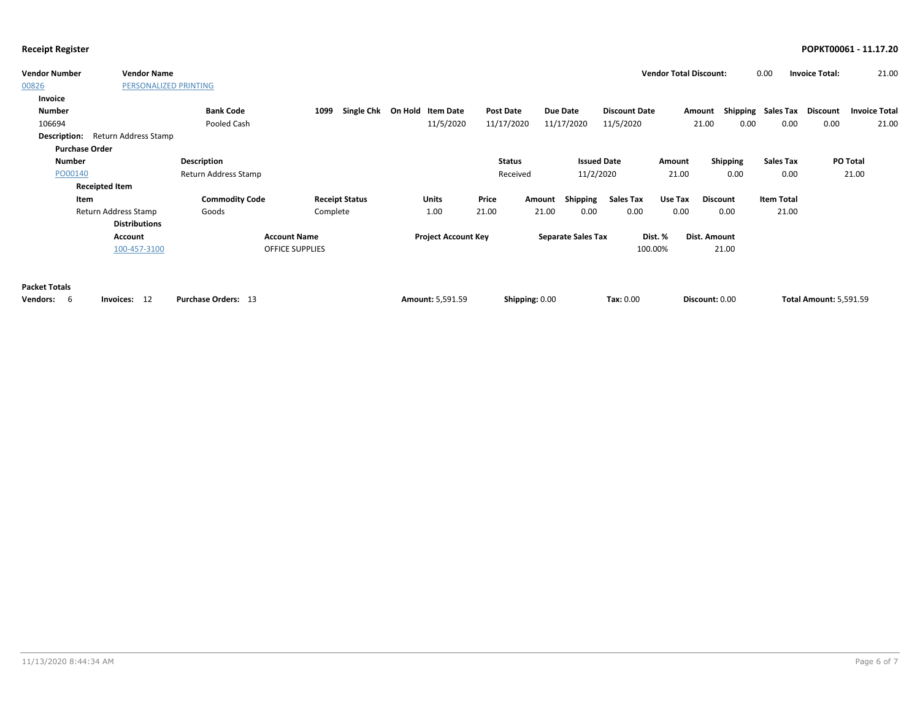## Receipt Register

**POPKT00061 - 11.17.20**

| Vendor Number | Vendor Name | Vendor Total Discount: | | Invoice Total: | |
|---|---|---|---|---|---|
| 00826 | PERSONALIZED PRINTING | | 0.00 | | 21.00 |

**Invoice**

| Number | Bank Code | 1099 | Single Chk | On Hold | Item Date | Post Date | Due Date | Discount Date | Amount | Shipping | Sales Tax | Discount | Invoice Total |
|---|---|---|---|---|---|---|---|---|---|---|---|---|---|
| 106694 | Pooled Cash | | | | 11/5/2020 | 11/17/2020 | 11/17/2020 | 11/5/2020 | 21.00 | 0.00 | 0.00 | 0.00 | 21.00 |

**Description:** Return Address Stamp

**Purchase Order**

| Number | Description | Status | Issued Date | Amount | Shipping | Sales Tax | PO Total |
|---|---|---|---|---|---|---|---|
| PO00140 | Return Address Stamp | Received | 11/2/2020 | 21.00 | 0.00 | 0.00 | 21.00 |

**Receipted Item**

| Item | Commodity Code | Receipt Status | Units | Price | Amount | Shipping | Sales Tax | Use Tax | Discount | Item Total |
|---|---|---|---|---|---|---|---|---|---|---|
| Return Address Stamp | Goods | Complete | 1.00 | 21.00 | 21.00 | 0.00 | 0.00 | 0.00 | 0.00 | 21.00 |

**Distributions**

| Account | Account Name | Project Account Key | Separate Sales Tax | Dist. % | Dist. Amount |
|---|---|---|---|---|---|
| 100-457-3100 | OFFICE SUPPLIES | | | 100.00% | 21.00 |

**Packet Totals**

**Vendors:** 6 **Invoices:** 12 **Purchase Orders:** 13 **Amount:** 5,591.59 **Shipping:** 0.00 **Tax:** 0.00 **Discount:** 0.00 **Total Amount:** 5,591.59

11/13/2020 8:44:34 AM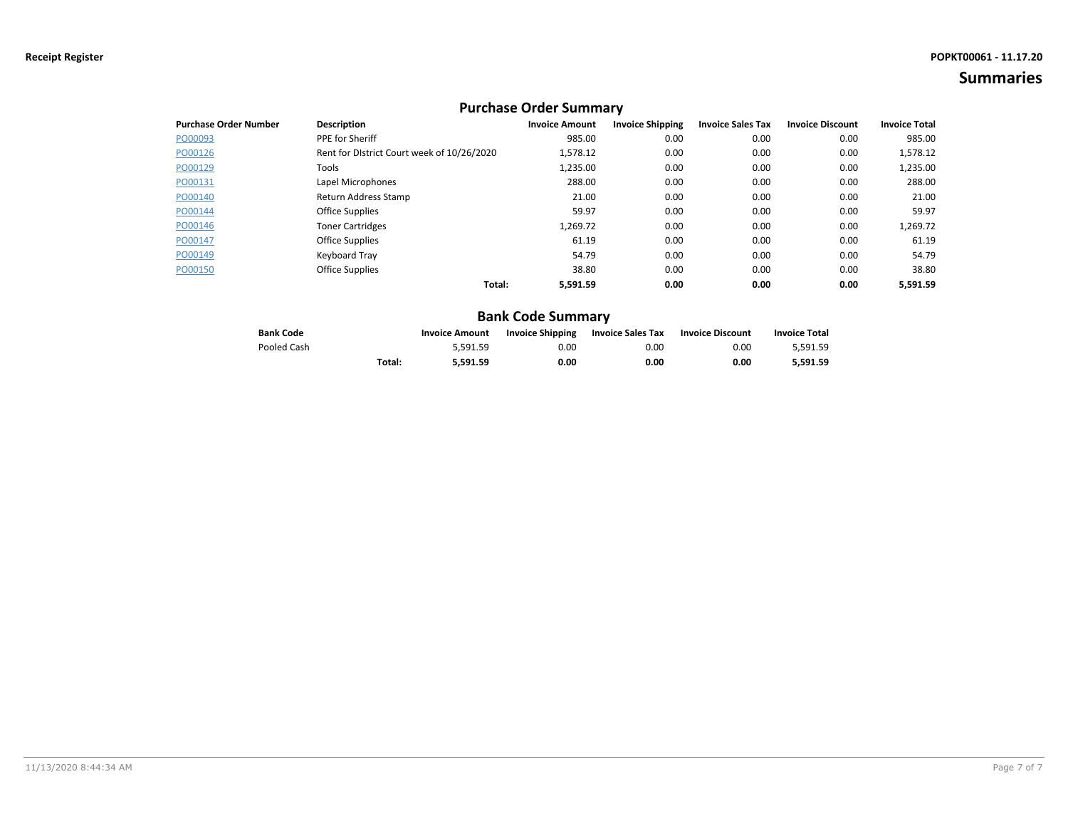**Receipt Register**

**POPKT00061 - 11.17.20**

# Summaries

## Purchase Order Summary

| Purchase Order Number | Description | Invoice Amount | Invoice Shipping | Invoice Sales Tax | Invoice Discount | Invoice Total |
|---|---|---|---|---|---|---|
| PO00093 | PPE for Sheriff | 985.00 | 0.00 | 0.00 | 0.00 | 985.00 |
| PO00126 | Rent for DIstrict Court week of 10/26/2020 | 1,578.12 | 0.00 | 0.00 | 0.00 | 1,578.12 |
| PO00129 | Tools | 1,235.00 | 0.00 | 0.00 | 0.00 | 1,235.00 |
| PO00131 | Lapel Microphones | 288.00 | 0.00 | 0.00 | 0.00 | 288.00 |
| PO00140 | Return Address Stamp | 21.00 | 0.00 | 0.00 | 0.00 | 21.00 |
| PO00144 | Office Supplies | 59.97 | 0.00 | 0.00 | 0.00 | 59.97 |
| PO00146 | Toner Cartridges | 1,269.72 | 0.00 | 0.00 | 0.00 | 1,269.72 |
| PO00147 | Office Supplies | 61.19 | 0.00 | 0.00 | 0.00 | 61.19 |
| PO00149 | Keyboard Tray | 54.79 | 0.00 | 0.00 | 0.00 | 54.79 |
| PO00150 | Office Supplies | 38.80 | 0.00 | 0.00 | 0.00 | 38.80 |
| | **Total:** | **5,591.59** | **0.00** | **0.00** | **0.00** | **5,591.59** |

## Bank Code Summary

| Bank Code | | Invoice Amount | Invoice Shipping | Invoice Sales Tax | Invoice Discount | Invoice Total |
|---|---|---|---|---|---|---|
| Pooled Cash | | 5,591.59 | 0.00 | 0.00 | 0.00 | 5,591.59 |
| | **Total:** | **5,591.59** | **0.00** | **0.00** | **0.00** | **5,591.59** |

11/13/2020 8:44:34 AM